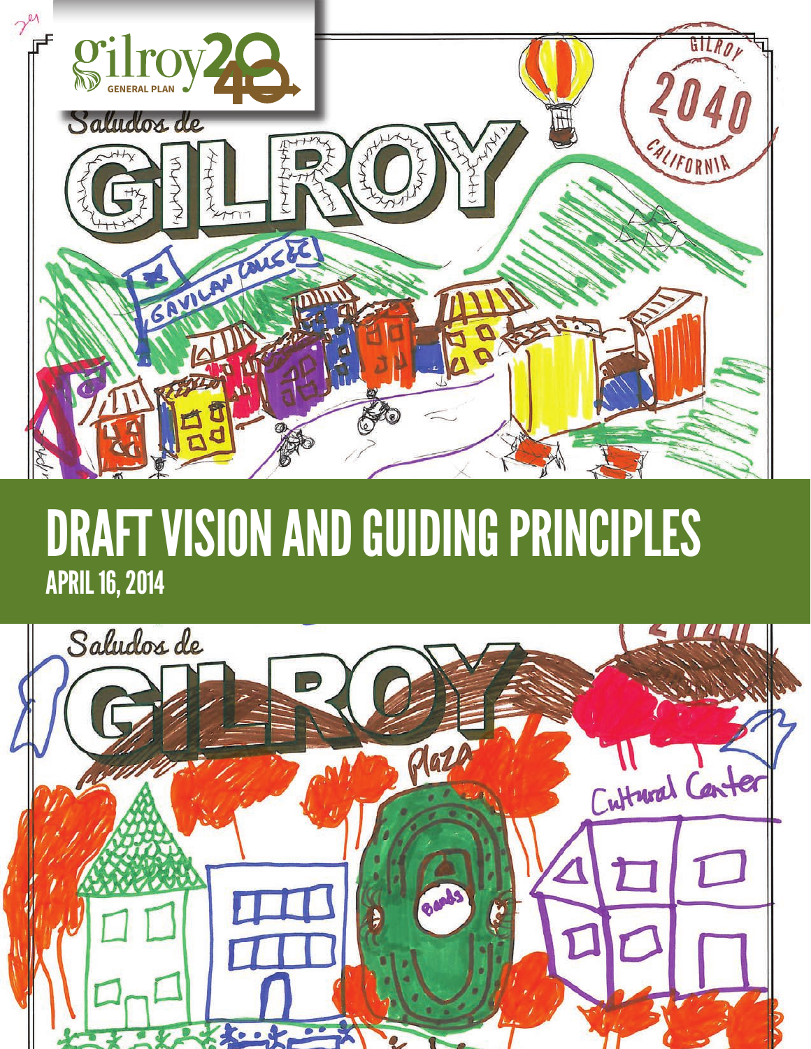# DRAFT VISION AND GUIDING PRINCIPLES

## APRIL 16, 2014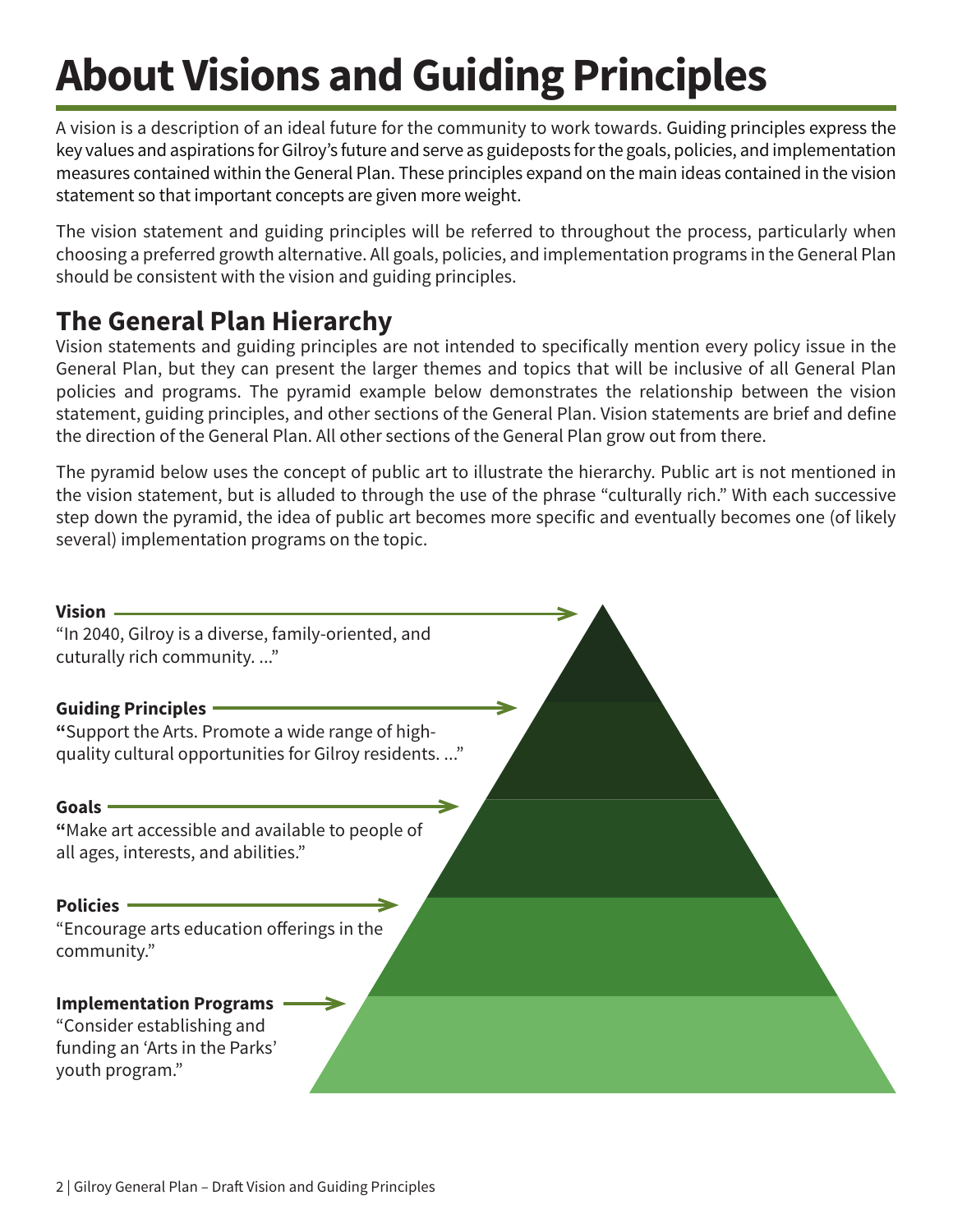# About Visions and Guiding Principles

A vision is a description of an ideal future for the community to work towards. Guiding principles express the key values and aspirations for Gilroy's future and serve as guideposts for the goals, policies, and implementation measures contained within the General Plan. These principles expand on the main ideas contained in the vision statement so that important concepts are given more weight.

The vision statement and guiding principles will be referred to throughout the process, particularly when choosing a preferred growth alternative. All goals, policies, and implementation programs in the General Plan should be consistent with the vision and guiding principles.

## The General Plan Hierarchy

Vision statements and guiding principles are not intended to specifically mention every policy issue in the General Plan, but they can present the larger themes and topics that will be inclusive of all General Plan policies and programs. The pyramid example below demonstrates the relationship between the vision statement, guiding principles, and other sections of the General Plan. Vision statements are brief and define the direction of the General Plan. All other sections of the General Plan grow out from there.

The pyramid below uses the concept of public art to illustrate the hierarchy. Public art is not mentioned in the vision statement, but is alluded to through the use of the phrase "culturally rich." With each successive step down the pyramid, the idea of public art becomes more specific and eventually becomes one (of likely several) implementation programs on the topic.

**Vision**
"In 2040, Gilroy is a diverse, family-oriented, and cuturally rich community. ..."

**Guiding Principles**
**"**Support the Arts. Promote a wide range of high-quality cultural opportunities for Gilroy residents. ..."

**Goals**
**"**Make art accessible and available to people of all ages, interests, and abilities."

**Policies**
"Encourage arts education offerings in the community."

**Implementation Programs**
"Consider establishing and funding an 'Arts in the Parks' youth program."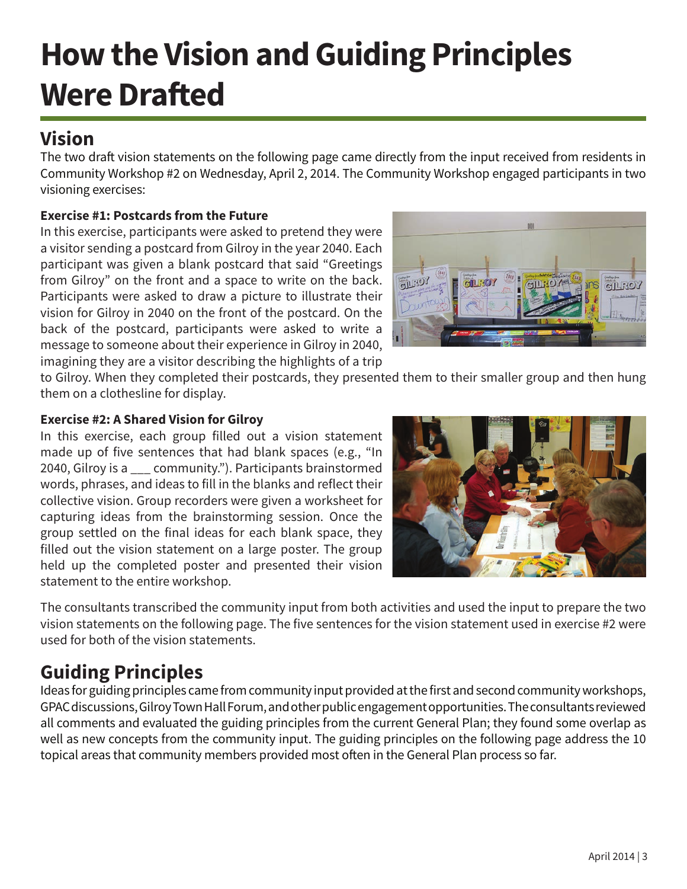# How the Vision and Guiding Principles Were Drafted

## Vision

The two draft vision statements on the following page came directly from the input received from residents in Community Workshop #2 on Wednesday, April 2, 2014. The Community Workshop engaged participants in two visioning exercises:

**Exercise #1: Postcards from the Future**

In this exercise, participants were asked to pretend they were a visitor sending a postcard from Gilroy in the year 2040. Each participant was given a blank postcard that said "Greetings from Gilroy" on the front and a space to write on the back. Participants were asked to draw a picture to illustrate their vision for Gilroy in 2040 on the front of the postcard. On the back of the postcard, participants were asked to write a message to someone about their experience in Gilroy in 2040, imagining they are a visitor describing the highlights of a trip to Gilroy. When they completed their postcards, they presented them to their smaller group and then hung them on a clothesline for display.

**Exercise #2: A Shared Vision for Gilroy**

In this exercise, each group filled out a vision statement made up of five sentences that had blank spaces (e.g., "In 2040, Gilroy is a ___ community."). Participants brainstormed words, phrases, and ideas to fill in the blanks and reflect their collective vision. Group recorders were given a worksheet for capturing ideas from the brainstorming session. Once the group settled on the final ideas for each blank space, they filled out the vision statement on a large poster. The group held up the completed poster and presented their vision statement to the entire workshop.

The consultants transcribed the community input from both activities and used the input to prepare the two vision statements on the following page. The five sentences for the vision statement used in exercise #2 were used for both of the vision statements.

## Guiding Principles

Ideas for guiding principles came from community input provided at the first and second community workshops, GPAC discussions, Gilroy Town Hall Forum, and other public engagement opportunities. The consultants reviewed all comments and evaluated the guiding principles from the current General Plan; they found some overlap as well as new concepts from the community input. The guiding principles on the following page address the 10 topical areas that community members provided most often in the General Plan process so far.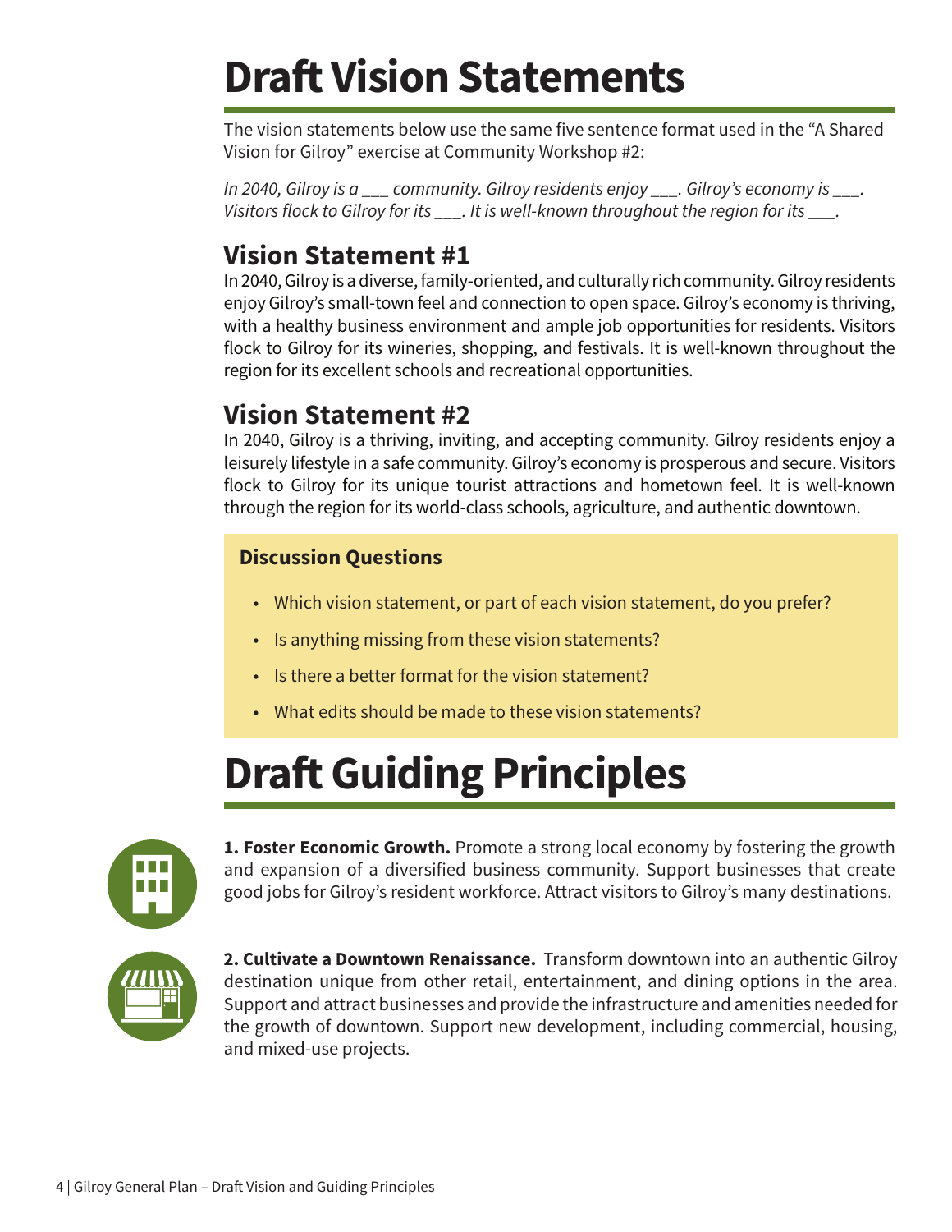# Draft Vision Statements

The vision statements below use the same five sentence format used in the "A Shared Vision for Gilroy" exercise at Community Workshop #2:

*In 2040, Gilroy is a ___ community. Gilroy residents enjoy ___. Gilroy's economy is ___. Visitors flock to Gilroy for its ___. It is well-known throughout the region for its ___.*

## Vision Statement #1

In 2040, Gilroy is a diverse, family-oriented, and culturally rich community. Gilroy residents enjoy Gilroy's small-town feel and connection to open space. Gilroy's economy is thriving, with a healthy business environment and ample job opportunities for residents. Visitors flock to Gilroy for its wineries, shopping, and festivals. It is well-known throughout the region for its excellent schools and recreational opportunities.

## Vision Statement #2

In 2040, Gilroy is a thriving, inviting, and accepting community. Gilroy residents enjoy a leisurely lifestyle in a safe community. Gilroy's economy is prosperous and secure. Visitors flock to Gilroy for its unique tourist attractions and hometown feel. It is well-known through the region for its world-class schools, agriculture, and authentic downtown.

### Discussion Questions

- Which vision statement, or part of each vision statement, do you prefer?
- Is anything missing from these vision statements?
- Is there a better format for the vision statement?
- What edits should be made to these vision statements?

# Draft Guiding Principles

**1. Foster Economic Growth.** Promote a strong local economy by fostering the growth and expansion of a diversified business community. Support businesses that create good jobs for Gilroy's resident workforce. Attract visitors to Gilroy's many destinations.

**2. Cultivate a Downtown Renaissance.** Transform downtown into an authentic Gilroy destination unique from other retail, entertainment, and dining options in the area. Support and attract businesses and provide the infrastructure and amenities needed for the growth of downtown. Support new development, including commercial, housing, and mixed-use projects.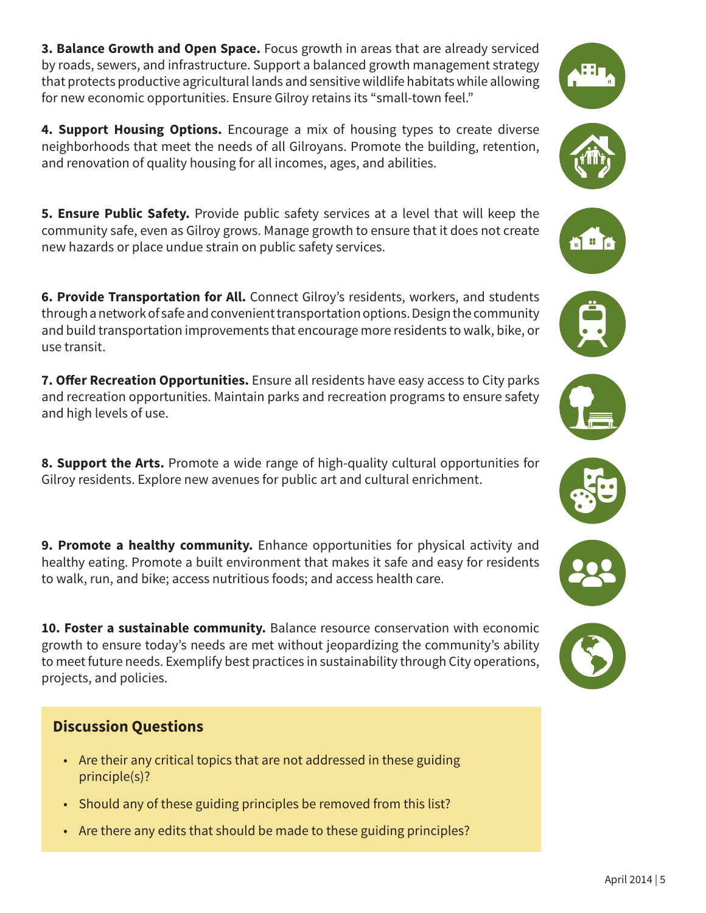**3. Balance Growth and Open Space.** Focus growth in areas that are already serviced by roads, sewers, and infrastructure. Support a balanced growth management strategy that protects productive agricultural lands and sensitive wildlife habitats while allowing for new economic opportunities. Ensure Gilroy retains its "small-town feel."

**4. Support Housing Options.** Encourage a mix of housing types to create diverse neighborhoods that meet the needs of all Gilroyans. Promote the building, retention, and renovation of quality housing for all incomes, ages, and abilities.

**5. Ensure Public Safety.** Provide public safety services at a level that will keep the community safe, even as Gilroy grows. Manage growth to ensure that it does not create new hazards or place undue strain on public safety services.

**6. Provide Transportation for All.** Connect Gilroy's residents, workers, and students through a network of safe and convenient transportation options. Design the community and build transportation improvements that encourage more residents to walk, bike, or use transit.

**7. Offer Recreation Opportunities.** Ensure all residents have easy access to City parks and recreation opportunities. Maintain parks and recreation programs to ensure safety and high levels of use.

**8. Support the Arts.** Promote a wide range of high-quality cultural opportunities for Gilroy residents. Explore new avenues for public art and cultural enrichment.

**9. Promote a healthy community.** Enhance opportunities for physical activity and healthy eating. Promote a built environment that makes it safe and easy for residents to walk, run, and bike; access nutritious foods; and access health care.

**10. Foster a sustainable community.** Balance resource conservation with economic growth to ensure today's needs are met without jeopardizing the community's ability to meet future needs. Exemplify best practices in sustainability through City operations, projects, and policies.

## Discussion Questions

- Are their any critical topics that are not addressed in these guiding principle(s)?
- Should any of these guiding principles be removed from this list?
- Are there any edits that should be made to these guiding principles?